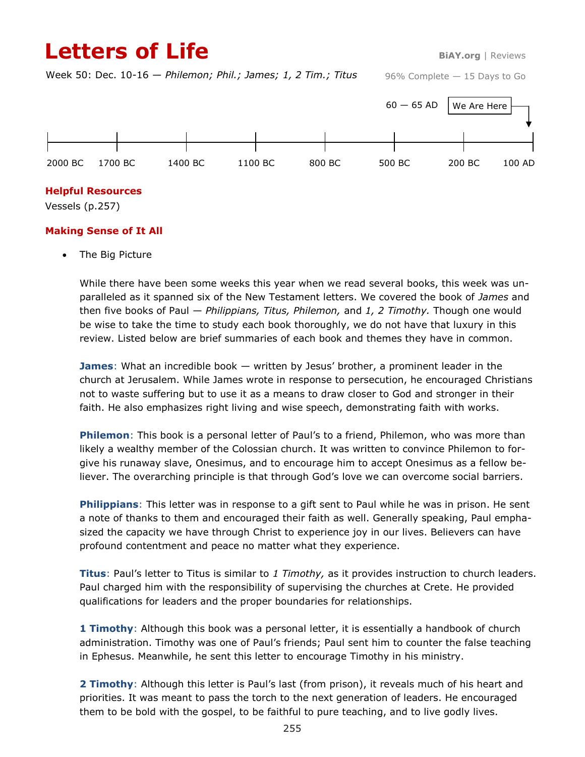# Letters of Life

BiAY.org | Reviews

Week 50: Dec. 10-16 — *Philemon; Phil.; James; 1, 2 Tim.; Titus*

96% Complete — 15 Days to Go

60 — 65 AD

We Are Here

2000 BC 1700 BC 1400 BC 1100 BC 800 BC 500 BC 200 BC 100 AD

## Helpful Resources

Vessels (p.257)

## Making Sense of It All

- The Big Picture

While there have been some weeks this year when we read several books, this week was unparalleled as it spanned six of the New Testament letters. We covered the book of *James* and then five books of Paul — *Philippians, Titus, Philemon,* and *1, 2 Timothy.* Though one would be wise to take the time to study each book thoroughly, we do not have that luxury in this review. Listed below are brief summaries of each book and themes they have in common.

**James**: What an incredible book — written by Jesus' brother, a prominent leader in the church at Jerusalem. While James wrote in response to persecution, he encouraged Christians not to waste suffering but to use it as a means to draw closer to God and stronger in their faith. He also emphasizes right living and wise speech, demonstrating faith with works.

**Philemon**: This book is a personal letter of Paul's to a friend, Philemon, who was more than likely a wealthy member of the Colossian church. It was written to convince Philemon to forgive his runaway slave, Onesimus, and to encourage him to accept Onesimus as a fellow believer. The overarching principle is that through God's love we can overcome social barriers.

**Philippians**: This letter was in response to a gift sent to Paul while he was in prison. He sent a note of thanks to them and encouraged their faith as well. Generally speaking, Paul emphasized the capacity we have through Christ to experience joy in our lives. Believers can have profound contentment and peace no matter what they experience.

**Titus**: Paul's letter to Titus is similar to *1 Timothy,* as it provides instruction to church leaders. Paul charged him with the responsibility of supervising the churches at Crete. He provided qualifications for leaders and the proper boundaries for relationships.

**1 Timothy**: Although this book was a personal letter, it is essentially a handbook of church administration. Timothy was one of Paul's friends; Paul sent him to counter the false teaching in Ephesus. Meanwhile, he sent this letter to encourage Timothy in his ministry.

**2 Timothy**: Although this letter is Paul's last (from prison), it reveals much of his heart and priorities. It was meant to pass the torch to the next generation of leaders. He encouraged them to be bold with the gospel, to be faithful to pure teaching, and to live godly lives.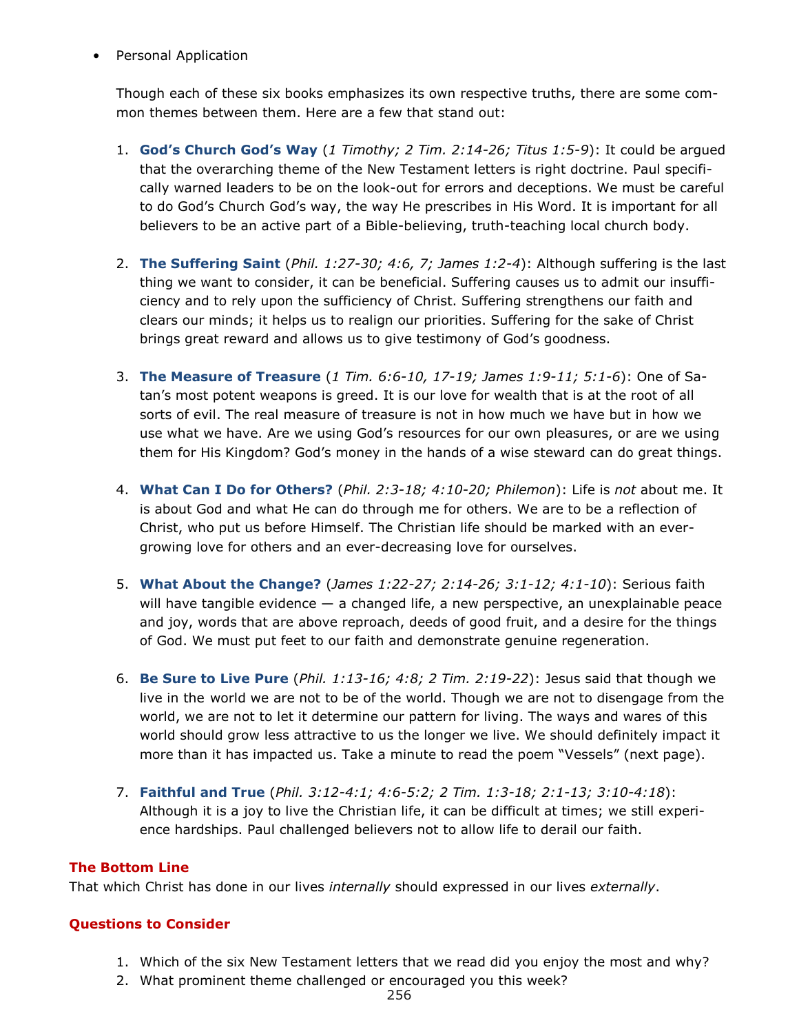- Personal Application

  Though each of these six books emphasizes its own respective truths, there are some common themes between them. Here are a few that stand out:

  1. **God's Church God's Way** (*1 Timothy; 2 Tim. 2:14-26; Titus 1:5-9*): It could be argued that the overarching theme of the New Testament letters is right doctrine. Paul specifically warned leaders to be on the look-out for errors and deceptions. We must be careful to do God's Church God's way, the way He prescribes in His Word. It is important for all believers to be an active part of a Bible-believing, truth-teaching local church body.

  2. **The Suffering Saint** (*Phil. 1:27-30; 4:6, 7; James 1:2-4*): Although suffering is the last thing we want to consider, it can be beneficial. Suffering causes us to admit our insufficiency and to rely upon the sufficiency of Christ. Suffering strengthens our faith and clears our minds; it helps us to realign our priorities. Suffering for the sake of Christ brings great reward and allows us to give testimony of God's goodness.

  3. **The Measure of Treasure** (*1 Tim. 6:6-10, 17-19; James 1:9-11; 5:1-6*): One of Satan's most potent weapons is greed. It is our love for wealth that is at the root of all sorts of evil. The real measure of treasure is not in how much we have but in how we use what we have. Are we using God's resources for our own pleasures, or are we using them for His Kingdom? God's money in the hands of a wise steward can do great things.

  4. **What Can I Do for Others?** (*Phil. 2:3-18; 4:10-20; Philemon*): Life is *not* about me. It is about God and what He can do through me for others. We are to be a reflection of Christ, who put us before Himself. The Christian life should be marked with an ever-growing love for others and an ever-decreasing love for ourselves.

  5. **What About the Change?** (*James 1:22-27; 2:14-26; 3:1-12; 4:1-10*): Serious faith will have tangible evidence — a changed life, a new perspective, an unexplainable peace and joy, words that are above reproach, deeds of good fruit, and a desire for the things of God. We must put feet to our faith and demonstrate genuine regeneration.

  6. **Be Sure to Live Pure** (*Phil. 1:13-16; 4:8; 2 Tim. 2:19-22*): Jesus said that though we live in the world we are not to be of the world. Though we are not to disengage from the world, we are not to let it determine our pattern for living. The ways and wares of this world should grow less attractive to us the longer we live. We should definitely impact it more than it has impacted us. Take a minute to read the poem "Vessels" (next page).

  7. **Faithful and True** (*Phil. 3:12-4:1; 4:6-5:2; 2 Tim. 1:3-18; 2:1-13; 3:10-4:18*): Although it is a joy to live the Christian life, it can be difficult at times; we still experience hardships. Paul challenged believers not to allow life to derail our faith.

## The Bottom Line

That which Christ has done in our lives *internally* should expressed in our lives *externally*.

## Questions to Consider

1. Which of the six New Testament letters that we read did you enjoy the most and why?
2. What prominent theme challenged or encouraged you this week?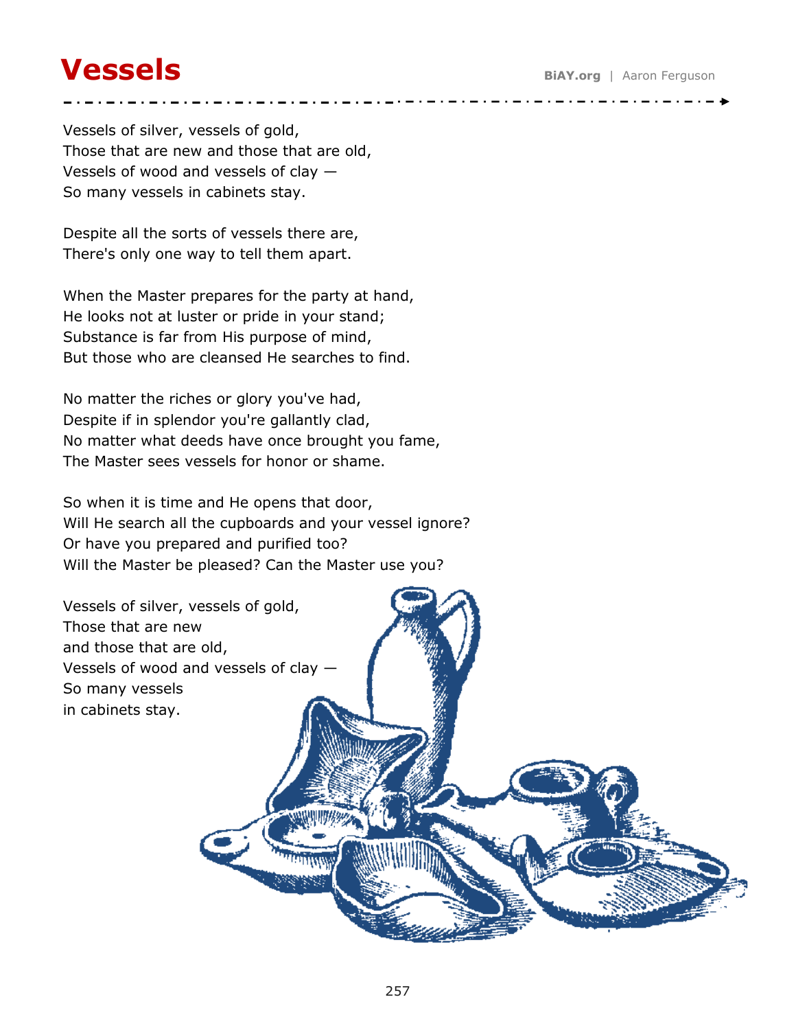# Vessels

BiAY.org | Aaron Ferguson

Vessels of silver, vessels of gold,  
Those that are new and those that are old,  
Vessels of wood and vessels of clay —  
So many vessels in cabinets stay.

Despite all the sorts of vessels there are,  
There's only one way to tell them apart.

When the Master prepares for the party at hand,  
He looks not at luster or pride in your stand;  
Substance is far from His purpose of mind,  
But those who are cleansed He searches to find.

No matter the riches or glory you've had,  
Despite if in splendor you're gallantly clad,  
No matter what deeds have once brought you fame,  
The Master sees vessels for honor or shame.

So when it is time and He opens that door,  
Will He search all the cupboards and your vessel ignore?  
Or have you prepared and purified too?  
Will the Master be pleased? Can the Master use you?

Vessels of silver, vessels of gold,  
Those that are new  
and those that are old,  
Vessels of wood and vessels of clay —  
So many vessels  
in cabinets stay.